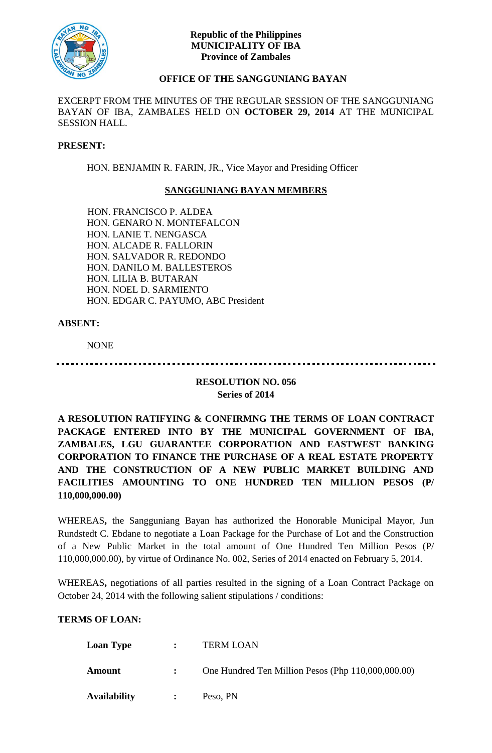**Republic of the Philippines**
**MUNICIPALITY OF IBA**
**Province of Zambales**

**OFFICE OF THE SANGGUNIANG BAYAN**

EXCERPT FROM THE MINUTES OF THE REGULAR SESSION OF THE SANGGUNIANG BAYAN OF IBA, ZAMBALES HELD ON **OCTOBER 29, 2014** AT THE MUNICIPAL SESSION HALL.

**PRESENT:**

HON. BENJAMIN R. FARIN, JR., Vice Mayor and Presiding Officer

**SANGGUNIANG BAYAN MEMBERS**

HON. FRANCISCO P. ALDEA
HON. GENARO N. MONTEFALCON
HON. LANIE T. NENGASCA
HON. ALCADE R. FALLORIN
HON. SALVADOR R. REDONDO
HON. DANILO M. BALLESTEROS
HON. LILIA B. BUTARAN
HON. NOEL D. SARMIENTO
HON. EDGAR C. PAYUMO, ABC President

**ABSENT:**

NONE

---

**RESOLUTION NO. 056**
**Series of 2014**

**A RESOLUTION RATIFYING & CONFIRMNG THE TERMS OF LOAN CONTRACT PACKAGE ENTERED INTO BY THE MUNICIPAL GOVERNMENT OF IBA, ZAMBALES, LGU GUARANTEE CORPORATION AND EASTWEST BANKING CORPORATION TO FINANCE THE PURCHASE OF A REAL ESTATE PROPERTY AND THE CONSTRUCTION OF A NEW PUBLIC MARKET BUILDING AND FACILITIES AMOUNTING TO ONE HUNDRED TEN MILLION PESOS (P/ 110,000,000.00)**

WHEREAS**,** the Sangguniang Bayan has authorized the Honorable Municipal Mayor, Jun Rundstedt C. Ebdane to negotiate a Loan Package for the Purchase of Lot and the Construction of a New Public Market in the total amount of One Hundred Ten Million Pesos (P/ 110,000,000.00), by virtue of Ordinance No. 002, Series of 2014 enacted on February 5, 2014.

WHEREAS**,** negotiations of all parties resulted in the signing of a Loan Contract Package on October 24, 2014 with the following salient stipulations / conditions:

**TERMS OF LOAN:**

| | | |
|---|---|---|
| **Loan Type** | : | TERM LOAN |
| **Amount** | : | One Hundred Ten Million Pesos (Php 110,000,000.00) |
| **Availability** | : | Peso, PN |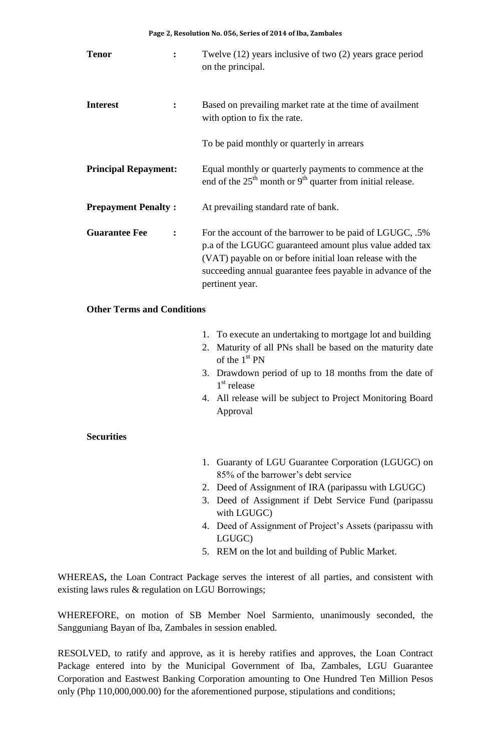| | | |
|---|---|---|
| **Tenor** | **:** | Twelve (12) years inclusive of two (2) years grace period on the principal. |
| **Interest** | **:** | Based on prevailing market rate at the time of availment with option to fix the rate.<br><br>To be paid monthly or quarterly in arrears |
| **Principal Repayment:** | | Equal monthly or quarterly payments to commence at the end of the 25th month or 9th quarter from initial release. |
| **Prepayment Penalty :** | | At prevailing standard rate of bank. |
| **Guarantee Fee** | **:** | For the account of the barrower to be paid of LGUGC, .5% p.a of the LGUGC guaranteed amount plus value added tax (VAT) payable on or before initial loan release with the succeeding annual guarantee fees payable in advance of the pertinent year. |

**Other Terms and Conditions**

1. To execute an undertaking to mortgage lot and building
2. Maturity of all PNs shall be based on the maturity date of the 1st PN
3. Drawdown period of up to 18 months from the date of 1st release
4. All release will be subject to Project Monitoring Board Approval

**Securities**

1. Guaranty of LGU Guarantee Corporation (LGUGC) on 85% of the barrower's debt service
2. Deed of Assignment of IRA (paripassu with LGUGC)
3. Deed of Assignment if Debt Service Fund (paripassu with LGUGC)
4. Deed of Assignment of Project's Assets (paripassu with LGUGC)
5. REM on the lot and building of Public Market.

WHEREAS**,** the Loan Contract Package serves the interest of all parties, and consistent with existing laws rules & regulation on LGU Borrowings;

WHEREFORE, on motion of SB Member Noel Sarmiento, unanimously seconded, the Sangguniang Bayan of Iba, Zambales in session enabled.

RESOLVED, to ratify and approve, as it is hereby ratifies and approves, the Loan Contract Package entered into by the Municipal Government of Iba, Zambales, LGU Guarantee Corporation and Eastwest Banking Corporation amounting to One Hundred Ten Million Pesos only (Php 110,000,000.00) for the aforementioned purpose, stipulations and conditions;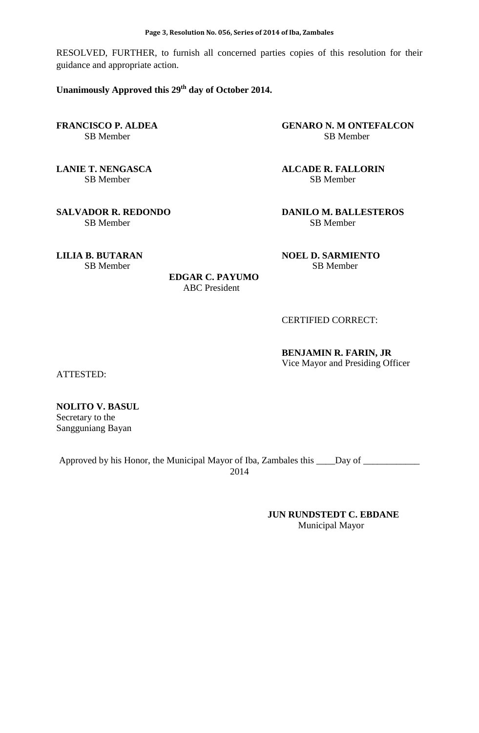RESOLVED, FURTHER, to furnish all concerned parties copies of this resolution for their guidance and appropriate action.

**Unanimously Approved this 29th day of October 2014.**

**FRANCISCO P. ALDEA**
SB Member

**GENARO N. M ONTEFALCON**
SB Member

**LANIE T. NENGASCA**
SB Member

**ALCADE R. FALLORIN**
SB Member

**SALVADOR R. REDONDO**
SB Member

**DANILO M. BALLESTEROS**
SB Member

**LILIA B. BUTARAN**
SB Member

**NOEL D. SARMIENTO**
SB Member

**EDGAR C. PAYUMO**
ABC President

CERTIFIED CORRECT:

**BENJAMIN R. FARIN, JR**
Vice Mayor and Presiding Officer

ATTESTED:

**NOLITO V. BASUL**
Secretary to the
Sangguniang Bayan

Approved by his Honor, the Municipal Mayor of Iba, Zambales this ____Day of ____________ 2014

**JUN RUNDSTEDT C. EBDANE**
Municipal Mayor